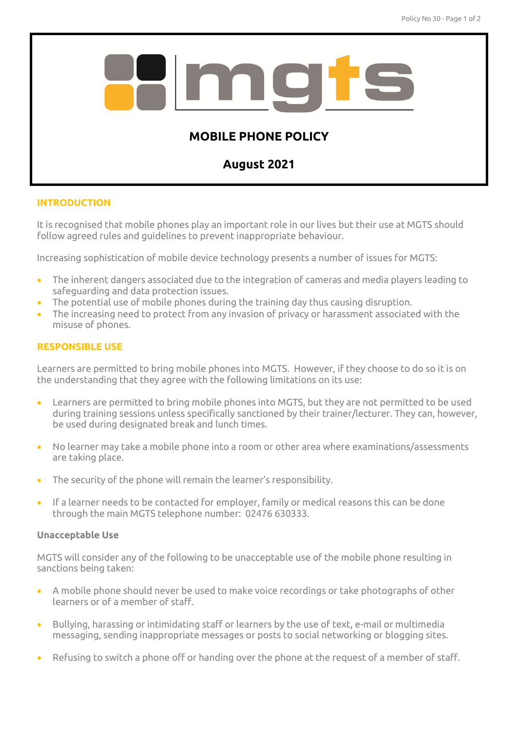# MOBILE PHONE POLICY

## August 2021

### INTRODUCTION

It is recognised that mobile phones play an important role in our lives but their use at MGTS should follow agreed rules and guidelines to prevent inappropriate behaviour.

Increasing sophistication of mobile device technology presents a number of issues for MGTS:

- The inherent dangers associated due to the integration of cameras and media players leading to safeguarding and data protection issues.
- The potential use of mobile phones during the training day thus causing disruption.
- The increasing need to protect from any invasion of privacy or harassment associated with the misuse of phones.

### RESPONSIBLE USE

Learners are permitted to bring mobile phones into MGTS. However, if they choose to do so it is on the understanding that they agree with the following limitations on its use:

- Learners are permitted to bring mobile phones into MGTS, but they are not permitted to be used during training sessions unless specifically sanctioned by their trainer/lecturer. They can, however, be used during designated break and lunch times.

- No learner may take a mobile phone into a room or other area where examinations/assessments are taking place.

- The security of the phone will remain the learner's responsibility.

- If a learner needs to be contacted for employer, family or medical reasons this can be done through the main MGTS telephone number: 02476 630333.

#### Unacceptable Use

MGTS will consider any of the following to be unacceptable use of the mobile phone resulting in sanctions being taken:

- A mobile phone should never be used to make voice recordings or take photographs of other learners or of a member of staff.

- Bullying, harassing or intimidating staff or learners by the use of text, e-mail or multimedia messaging, sending inappropriate messages or posts to social networking or blogging sites.

- Refusing to switch a phone off or handing over the phone at the request of a member of staff.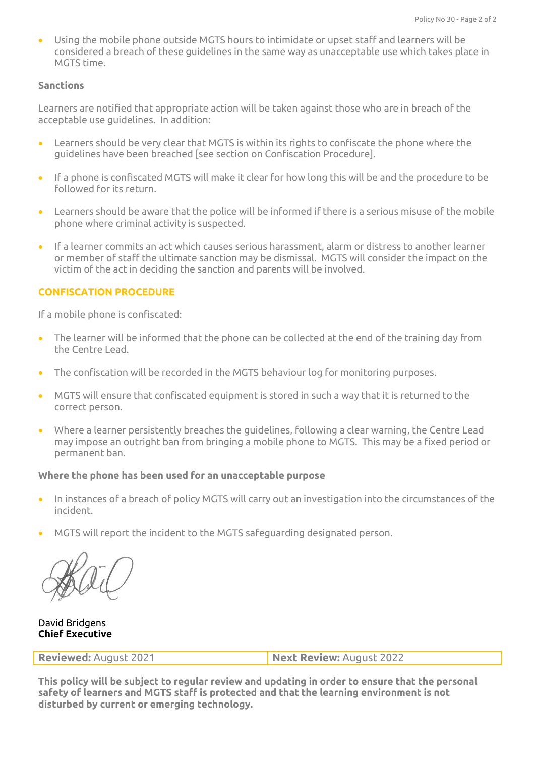- Using the mobile phone outside MGTS hours to intimidate or upset staff and learners will be considered a breach of these guidelines in the same way as unacceptable use which takes place in MGTS time.

**Sanctions**

Learners are notified that appropriate action will be taken against those who are in breach of the acceptable use guidelines. In addition:

- Learners should be very clear that MGTS is within its rights to confiscate the phone where the guidelines have been breached [see section on Confiscation Procedure].
- If a phone is confiscated MGTS will make it clear for how long this will be and the procedure to be followed for its return.
- Learners should be aware that the police will be informed if there is a serious misuse of the mobile phone where criminal activity is suspected.
- If a learner commits an act which causes serious harassment, alarm or distress to another learner or member of staff the ultimate sanction may be dismissal. MGTS will consider the impact on the victim of the act in deciding the sanction and parents will be involved.

## CONFISCATION PROCEDURE

If a mobile phone is confiscated:

- The learner will be informed that the phone can be collected at the end of the training day from the Centre Lead.
- The confiscation will be recorded in the MGTS behaviour log for monitoring purposes.
- MGTS will ensure that confiscated equipment is stored in such a way that it is returned to the correct person.
- Where a learner persistently breaches the guidelines, following a clear warning, the Centre Lead may impose an outright ban from bringing a mobile phone to MGTS. This may be a fixed period or permanent ban.

**Where the phone has been used for an unacceptable purpose**

- In instances of a breach of policy MGTS will carry out an investigation into the circumstances of the incident.
- MGTS will report the incident to the MGTS safeguarding designated person.

David Bridgens
**Chief Executive**

| | |
|---|---|
| **Reviewed:** August 2021 | **Next Review:** August 2022 |

**This policy will be subject to regular review and updating in order to ensure that the personal safety of learners and MGTS staff is protected and that the learning environment is not disturbed by current or emerging technology.**